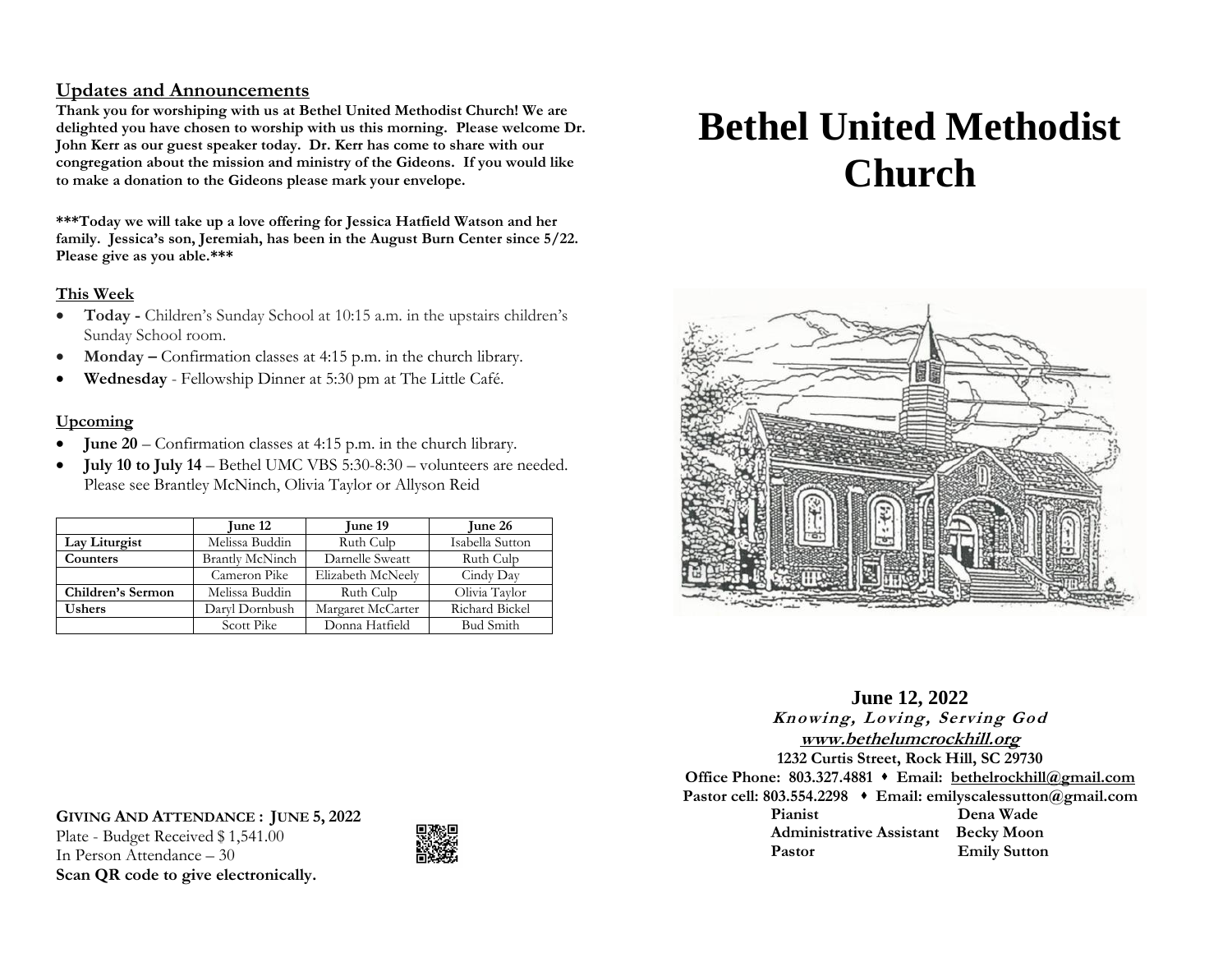## Updates and Announcements

**Thank you for worshiping with us at Bethel United Methodist Church! We are delighted you have chosen to worship with us this morning. Please welcome Dr. John Kerr as our guest speaker today. Dr. Kerr has come to share with our congregation about the mission and ministry of the Gideons. If you would like to make a donation to the Gideons please mark your envelope.**

**\*\*\*Today we will take up a love offering for Jessica Hatfield Watson and her family. Jessica's son, Jeremiah, has been in the August Burn Center since 5/22. Please give as you able.\*\*\***

### This Week

- **Today -** Children's Sunday School at 10:15 a.m. in the upstairs children's Sunday School room.
- **Monday –** Confirmation classes at 4:15 p.m. in the church library.
- **Wednesday** - Fellowship Dinner at 5:30 pm at The Little Café.

### Upcoming

- **June 20** – Confirmation classes at 4:15 p.m. in the church library.
- **July 10 to July 14** – Bethel UMC VBS 5:30-8:30 – volunteers are needed. Please see Brantley McNinch, Olivia Taylor or Allyson Reid

| | June 12 | June 19 | June 26 |
|---|---|---|---|
| **Lay Liturgist** | Melissa Buddin | Ruth Culp | Isabella Sutton |
| **Counters** | Brantly McNinch | Darnelle Sweatt | Ruth Culp |
| | Cameron Pike | Elizabeth McNeely | Cindy Day |
| **Children's Sermon** | Melissa Buddin | Ruth Culp | Olivia Taylor |
| **Ushers** | Daryl Dornbush | Margaret McCarter | Richard Bickel |
| | Scott Pike | Donna Hatfield | Bud Smith |

**GIVING AND ATTENDANCE : JUNE 5, 2022**
Plate - Budget Received $ 1,541.00
In Person Attendance – 30
**Scan QR code to give electronically.**

# Bethel United Methodist Church

**June 12, 2022**
***Knowing, Loving, Serving God***
**www.bethelumcrockhill.org**
**1232 Curtis Street, Rock Hill, SC 29730**
**Office Phone: 803.327.4881 ⬩ Email: bethelrockhill@gmail.com**
**Pastor cell: 803.554.2298 ⬩ Email: emilyscalessutton@gmail.com**

| | |
|---|---|
| **Pianist** | **Dena Wade** |
| **Administrative Assistant** | **Becky Moon** |
| **Pastor** | **Emily Sutton** |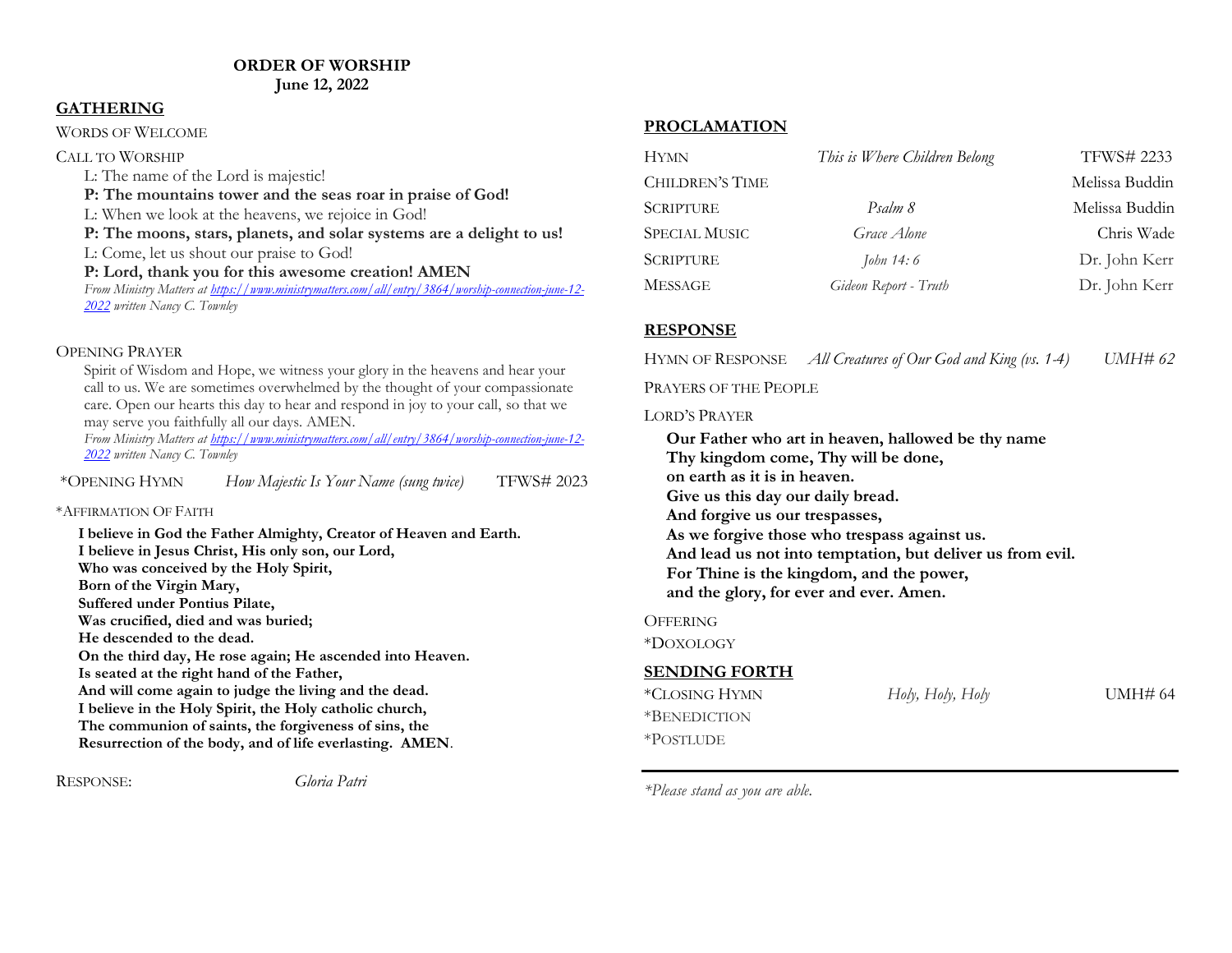**ORDER OF WORSHIP**
**June 12, 2022**

## GATHERING

WORDS OF WELCOME

CALL TO WORSHIP

L: The name of the Lord is majestic!

**P: The mountains tower and the seas roar in praise of God!**

L: When we look at the heavens, we rejoice in God!

**P: The moons, stars, planets, and solar systems are a delight to us!**

L: Come, let us shout our praise to God!

**P: Lord, thank you for this awesome creation! AMEN**

*From Ministry Matters at https://www.ministrymatters.com/all/entry/3864/worship-connection-june-12-2022 written Nancy C. Townley*

OPENING PRAYER

Spirit of Wisdom and Hope, we witness your glory in the heavens and hear your call to us. We are sometimes overwhelmed by the thought of your compassionate care. Open our hearts this day to hear and respond in joy to your call, so that we may serve you faithfully all our days. AMEN.

*From Ministry Matters at https://www.ministrymatters.com/all/entry/3864/worship-connection-june-12-2022 written Nancy C. Townley*

*OPENING HYMN — *How Majestic Is Your Name (sung twice)* — TFWS# 2023

*AFFIRMATION OF FAITH

**I believe in God the Father Almighty, Creator of Heaven and Earth.**
**I believe in Jesus Christ, His only son, our Lord,**
**Who was conceived by the Holy Spirit,**
**Born of the Virgin Mary,**
**Suffered under Pontius Pilate,**
**Was crucified, died and was buried;**
**He descended to the dead.**
**On the third day, He rose again; He ascended into Heaven.**
**Is seated at the right hand of the Father,**
**And will come again to judge the living and the dead.**
**I believe in the Holy Spirit, the Holy catholic church,**
**The communion of saints, the forgiveness of sins, the**
**Resurrection of the body, and of life everlasting. AMEN**.

RESPONSE: *Gloria Patri*

## PROCLAMATION

| | | |
|---|---|---|
| HYMN | *This is Where Children Belong* | TFWS# 2233 |
| CHILDREN'S TIME | | Melissa Buddin |
| SCRIPTURE | *Psalm 8* | Melissa Buddin |
| SPECIAL MUSIC | *Grace Alone* | Chris Wade |
| SCRIPTURE | *John 14: 6* | Dr. John Kerr |
| MESSAGE | *Gideon Report - Truth* | Dr. John Kerr |

## RESPONSE

HYMN OF RESPONSE — *All Creatures of Our God and King (vs. 1-4)* — *UMH# 62*

PRAYERS OF THE PEOPLE

LORD'S PRAYER

**Our Father who art in heaven, hallowed be thy name**
**Thy kingdom come, Thy will be done,**
**on earth as it is in heaven.**
**Give us this day our daily bread.**
**And forgive us our trespasses,**
**As we forgive those who trespass against us.**
**And lead us not into temptation, but deliver us from evil.**
**For Thine is the kingdom, and the power,**
**and the glory, for ever and ever. Amen.**

OFFERING

*DOXOLOGY

## SENDING FORTH

*CLOSING HYMN — *Holy, Holy, Holy* — UMH# 64

*BENEDICTION

*POSTLUDE

*\*Please stand as you are able.*